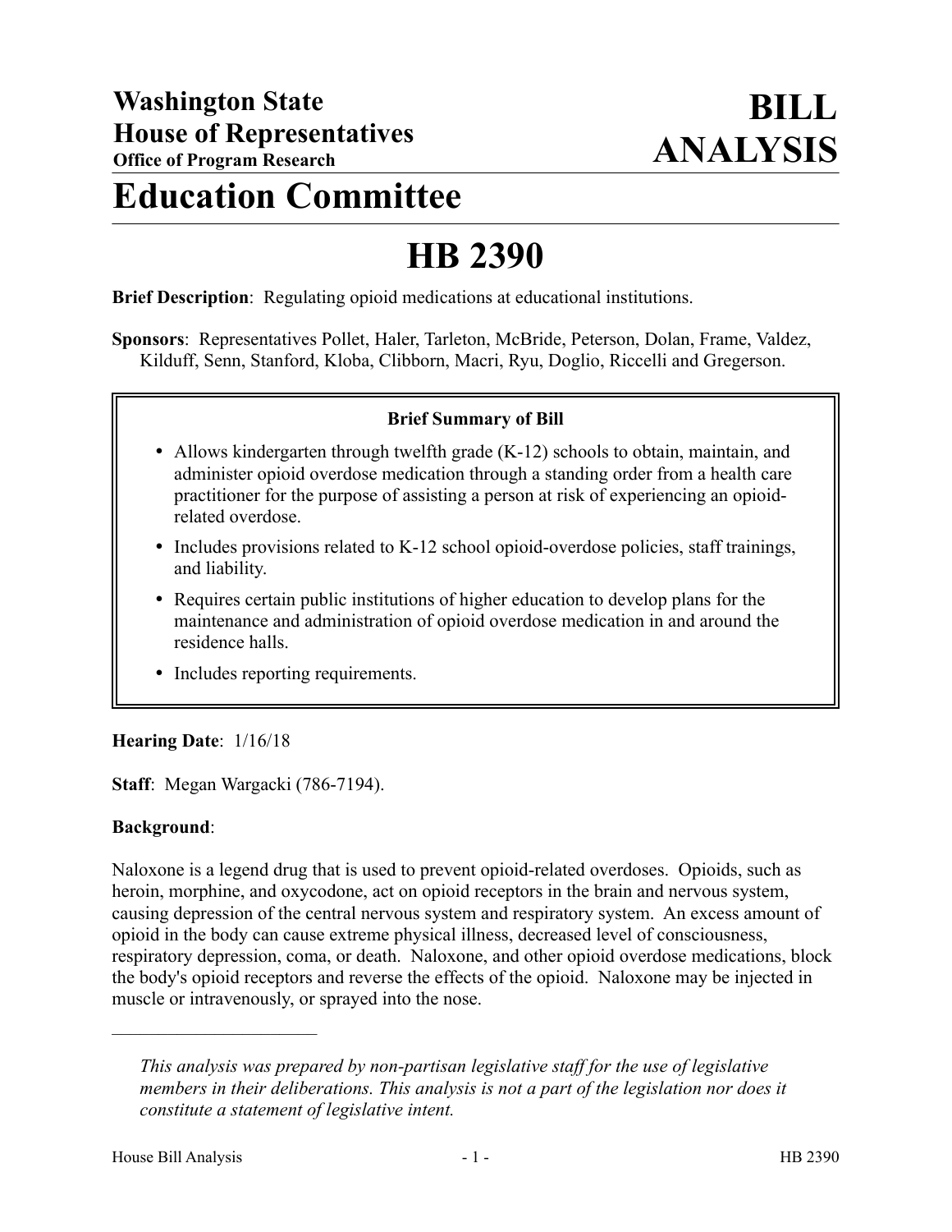**Washington State**
**House of Representatives**
**Office of Program Research**

# BILL ANALYSIS

# Education Committee

# HB 2390

**Brief Description**: Regulating opioid medications at educational institutions.

**Sponsors**: Representatives Pollet, Haler, Tarleton, McBride, Peterson, Dolan, Frame, Valdez, Kilduff, Senn, Stanford, Kloba, Clibborn, Macri, Ryu, Doglio, Riccelli and Gregerson.

**Brief Summary of Bill**

- Allows kindergarten through twelfth grade (K-12) schools to obtain, maintain, and administer opioid overdose medication through a standing order from a health care practitioner for the purpose of assisting a person at risk of experiencing an opioid-related overdose.
- Includes provisions related to K-12 school opioid-overdose policies, staff trainings, and liability.
- Requires certain public institutions of higher education to develop plans for the maintenance and administration of opioid overdose medication in and around the residence halls.
- Includes reporting requirements.

**Hearing Date**: 1/16/18

**Staff**: Megan Wargacki (786-7194).

**Background**:

Naloxone is a legend drug that is used to prevent opioid-related overdoses. Opioids, such as heroin, morphine, and oxycodone, act on opioid receptors in the brain and nervous system, causing depression of the central nervous system and respiratory system. An excess amount of opioid in the body can cause extreme physical illness, decreased level of consciousness, respiratory depression, coma, or death. Naloxone, and other opioid overdose medications, block the body's opioid receptors and reverse the effects of the opioid. Naloxone may be injected in muscle or intravenously, or sprayed into the nose.

---

*This analysis was prepared by non-partisan legislative staff for the use of legislative members in their deliberations. This analysis is not a part of the legislation nor does it constitute a statement of legislative intent.*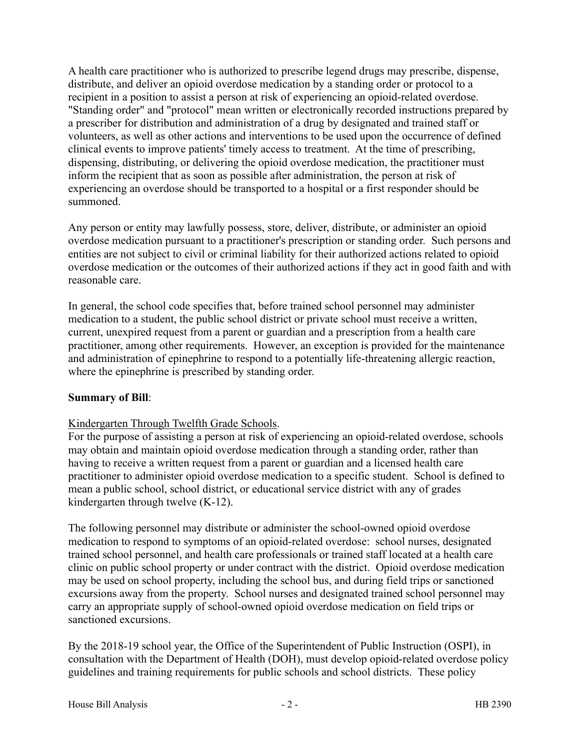A health care practitioner who is authorized to prescribe legend drugs may prescribe, dispense, distribute, and deliver an opioid overdose medication by a standing order or protocol to a recipient in a position to assist a person at risk of experiencing an opioid-related overdose. "Standing order" and "protocol" mean written or electronically recorded instructions prepared by a prescriber for distribution and administration of a drug by designated and trained staff or volunteers, as well as other actions and interventions to be used upon the occurrence of defined clinical events to improve patients' timely access to treatment. At the time of prescribing, dispensing, distributing, or delivering the opioid overdose medication, the practitioner must inform the recipient that as soon as possible after administration, the person at risk of experiencing an overdose should be transported to a hospital or a first responder should be summoned.

Any person or entity may lawfully possess, store, deliver, distribute, or administer an opioid overdose medication pursuant to a practitioner's prescription or standing order. Such persons and entities are not subject to civil or criminal liability for their authorized actions related to opioid overdose medication or the outcomes of their authorized actions if they act in good faith and with reasonable care.

In general, the school code specifies that, before trained school personnel may administer medication to a student, the public school district or private school must receive a written, current, unexpired request from a parent or guardian and a prescription from a health care practitioner, among other requirements. However, an exception is provided for the maintenance and administration of epinephrine to respond to a potentially life-threatening allergic reaction, where the epinephrine is prescribed by standing order.

**Summary of Bill**:

Kindergarten Through Twelfth Grade Schools.
For the purpose of assisting a person at risk of experiencing an opioid-related overdose, schools may obtain and maintain opioid overdose medication through a standing order, rather than having to receive a written request from a parent or guardian and a licensed health care practitioner to administer opioid overdose medication to a specific student. School is defined to mean a public school, school district, or educational service district with any of grades kindergarten through twelve (K-12).

The following personnel may distribute or administer the school-owned opioid overdose medication to respond to symptoms of an opioid-related overdose: school nurses, designated trained school personnel, and health care professionals or trained staff located at a health care clinic on public school property or under contract with the district. Opioid overdose medication may be used on school property, including the school bus, and during field trips or sanctioned excursions away from the property. School nurses and designated trained school personnel may carry an appropriate supply of school-owned opioid overdose medication on field trips or sanctioned excursions.

By the 2018-19 school year, the Office of the Superintendent of Public Instruction (OSPI), in consultation with the Department of Health (DOH), must develop opioid-related overdose policy guidelines and training requirements for public schools and school districts. These policy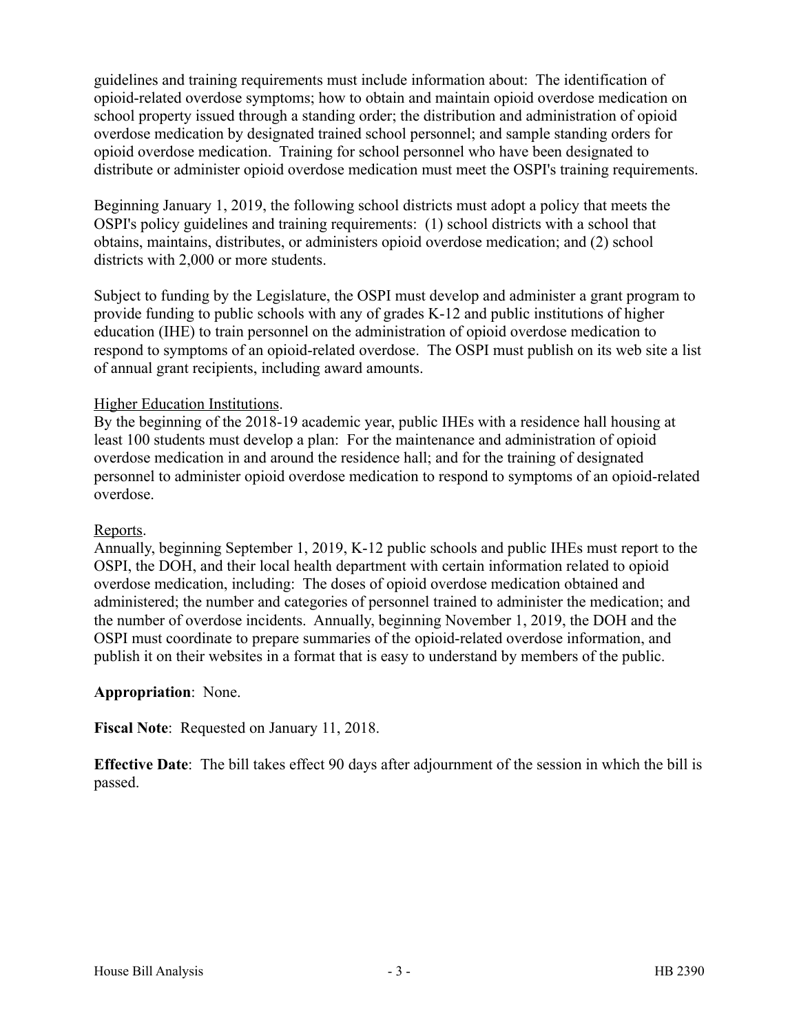guidelines and training requirements must include information about: The identification of opioid-related overdose symptoms; how to obtain and maintain opioid overdose medication on school property issued through a standing order; the distribution and administration of opioid overdose medication by designated trained school personnel; and sample standing orders for opioid overdose medication. Training for school personnel who have been designated to distribute or administer opioid overdose medication must meet the OSPI's training requirements.

Beginning January 1, 2019, the following school districts must adopt a policy that meets the OSPI's policy guidelines and training requirements: (1) school districts with a school that obtains, maintains, distributes, or administers opioid overdose medication; and (2) school districts with 2,000 or more students.

Subject to funding by the Legislature, the OSPI must develop and administer a grant program to provide funding to public schools with any of grades K-12 and public institutions of higher education (IHE) to train personnel on the administration of opioid overdose medication to respond to symptoms of an opioid-related overdose. The OSPI must publish on its web site a list of annual grant recipients, including award amounts.

Higher Education Institutions.

By the beginning of the 2018-19 academic year, public IHEs with a residence hall housing at least 100 students must develop a plan: For the maintenance and administration of opioid overdose medication in and around the residence hall; and for the training of designated personnel to administer opioid overdose medication to respond to symptoms of an opioid-related overdose.

Reports.

Annually, beginning September 1, 2019, K-12 public schools and public IHEs must report to the OSPI, the DOH, and their local health department with certain information related to opioid overdose medication, including: The doses of opioid overdose medication obtained and administered; the number and categories of personnel trained to administer the medication; and the number of overdose incidents. Annually, beginning November 1, 2019, the DOH and the OSPI must coordinate to prepare summaries of the opioid-related overdose information, and publish it on their websites in a format that is easy to understand by members of the public.

**Appropriation**: None.

**Fiscal Note**: Requested on January 11, 2018.

**Effective Date**: The bill takes effect 90 days after adjournment of the session in which the bill is passed.